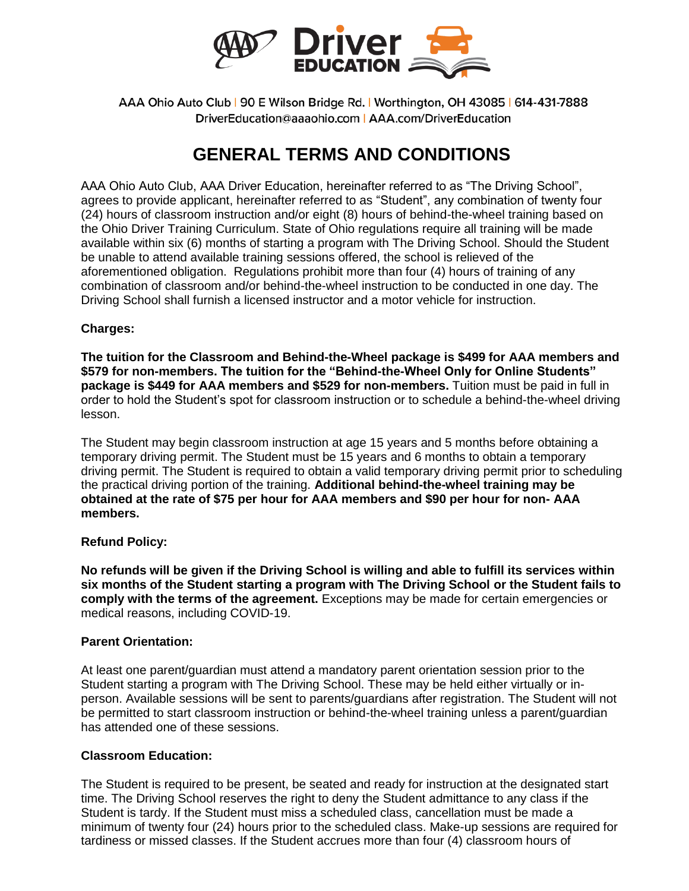AAA Ohio Auto Club | 90 E Wilson Bridge Rd. | Worthington, OH 43085 | 614-431-7888
DriverEducation@aaaohio.com | AAA.com/DriverEducation

# GENERAL TERMS AND CONDITIONS

AAA Ohio Auto Club, AAA Driver Education, hereinafter referred to as "The Driving School", agrees to provide applicant, hereinafter referred to as "Student", any combination of twenty four (24) hours of classroom instruction and/or eight (8) hours of behind-the-wheel training based on the Ohio Driver Training Curriculum. State of Ohio regulations require all training will be made available within six (6) months of starting a program with The Driving School. Should the Student be unable to attend available training sessions offered, the school is relieved of the aforementioned obligation. Regulations prohibit more than four (4) hours of training of any combination of classroom and/or behind-the-wheel instruction to be conducted in one day. The Driving School shall furnish a licensed instructor and a motor vehicle for instruction.

**Charges:**

**The tuition for the Classroom and Behind-the-Wheel package is $499 for AAA members and $579 for non-members. The tuition for the "Behind-the-Wheel Only for Online Students" package is $449 for AAA members and $529 for non-members.** Tuition must be paid in full in order to hold the Student's spot for classroom instruction or to schedule a behind-the-wheel driving lesson.

The Student may begin classroom instruction at age 15 years and 5 months before obtaining a temporary driving permit. The Student must be 15 years and 6 months to obtain a temporary driving permit. The Student is required to obtain a valid temporary driving permit prior to scheduling the practical driving portion of the training. **Additional behind-the-wheel training may be obtained at the rate of $75 per hour for AAA members and $90 per hour for non- AAA members.**

**Refund Policy:**

**No refunds will be given if the Driving School is willing and able to fulfill its services within six months of the Student starting a program with The Driving School or the Student fails to comply with the terms of the agreement.** Exceptions may be made for certain emergencies or medical reasons, including COVID-19.

**Parent Orientation:**

At least one parent/guardian must attend a mandatory parent orientation session prior to the Student starting a program with The Driving School. These may be held either virtually or in-person. Available sessions will be sent to parents/guardians after registration. The Student will not be permitted to start classroom instruction or behind-the-wheel training unless a parent/guardian has attended one of these sessions.

**Classroom Education:**

The Student is required to be present, be seated and ready for instruction at the designated start time. The Driving School reserves the right to deny the Student admittance to any class if the Student is tardy. If the Student must miss a scheduled class, cancellation must be made a minimum of twenty four (24) hours prior to the scheduled class. Make-up sessions are required for tardiness or missed classes. If the Student accrues more than four (4) classroom hours of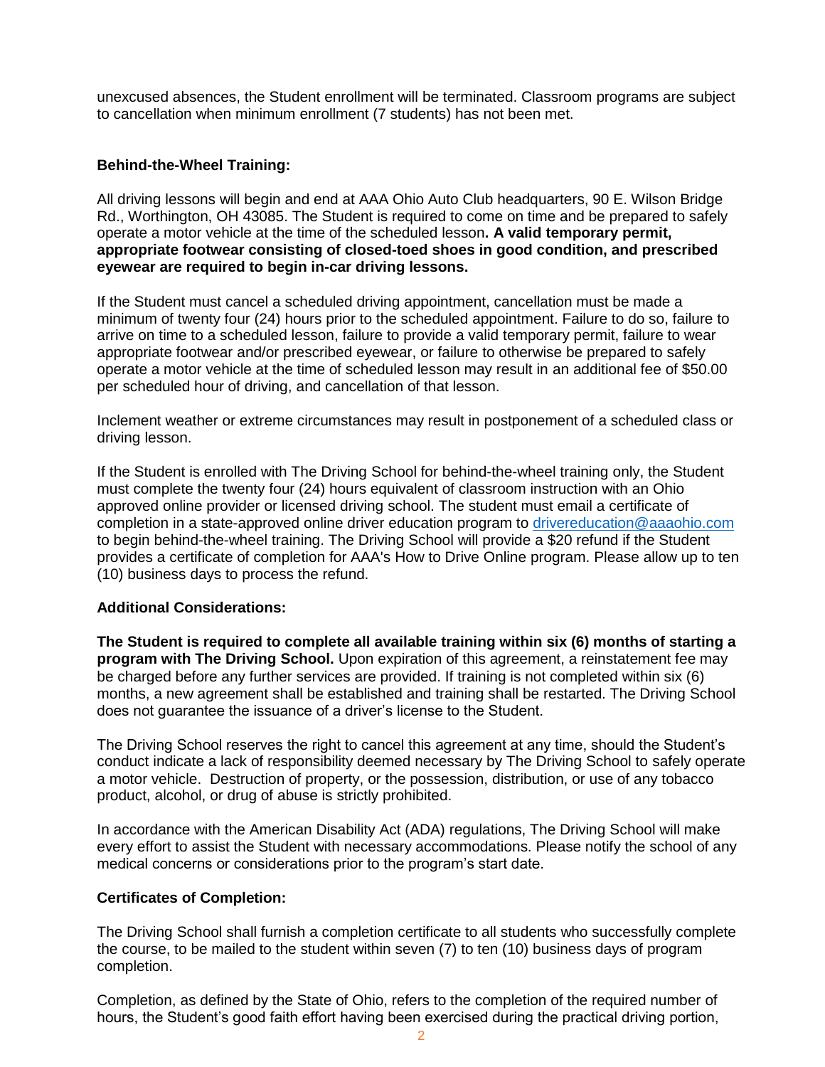unexcused absences, the Student enrollment will be terminated. Classroom programs are subject to cancellation when minimum enrollment (7 students) has not been met.

**Behind-the-Wheel Training:**

All driving lessons will begin and end at AAA Ohio Auto Club headquarters, 90 E. Wilson Bridge Rd., Worthington, OH 43085. The Student is required to come on time and be prepared to safely operate a motor vehicle at the time of the scheduled lesson**. A valid temporary permit, appropriate footwear consisting of closed-toed shoes in good condition, and prescribed eyewear are required to begin in-car driving lessons.**

If the Student must cancel a scheduled driving appointment, cancellation must be made a minimum of twenty four (24) hours prior to the scheduled appointment. Failure to do so, failure to arrive on time to a scheduled lesson, failure to provide a valid temporary permit, failure to wear appropriate footwear and/or prescribed eyewear, or failure to otherwise be prepared to safely operate a motor vehicle at the time of scheduled lesson may result in an additional fee of $50.00 per scheduled hour of driving, and cancellation of that lesson.

Inclement weather or extreme circumstances may result in postponement of a scheduled class or driving lesson.

If the Student is enrolled with The Driving School for behind-the-wheel training only, the Student must complete the twenty four (24) hours equivalent of classroom instruction with an Ohio approved online provider or licensed driving school. The student must email a certificate of completion in a state-approved online driver education program to drivereducation@aaaohio.com to begin behind-the-wheel training. The Driving School will provide a $20 refund if the Student provides a certificate of completion for AAA's How to Drive Online program. Please allow up to ten (10) business days to process the refund.

**Additional Considerations:**

**The Student is required to complete all available training within six (6) months of starting a program with The Driving School.** Upon expiration of this agreement, a reinstatement fee may be charged before any further services are provided. If training is not completed within six (6) months, a new agreement shall be established and training shall be restarted. The Driving School does not guarantee the issuance of a driver's license to the Student.

The Driving School reserves the right to cancel this agreement at any time, should the Student's conduct indicate a lack of responsibility deemed necessary by The Driving School to safely operate a motor vehicle. Destruction of property, or the possession, distribution, or use of any tobacco product, alcohol, or drug of abuse is strictly prohibited.

In accordance with the American Disability Act (ADA) regulations, The Driving School will make every effort to assist the Student with necessary accommodations. Please notify the school of any medical concerns or considerations prior to the program's start date.

**Certificates of Completion:**

The Driving School shall furnish a completion certificate to all students who successfully complete the course, to be mailed to the student within seven (7) to ten (10) business days of program completion.

Completion, as defined by the State of Ohio, refers to the completion of the required number of hours, the Student's good faith effort having been exercised during the practical driving portion,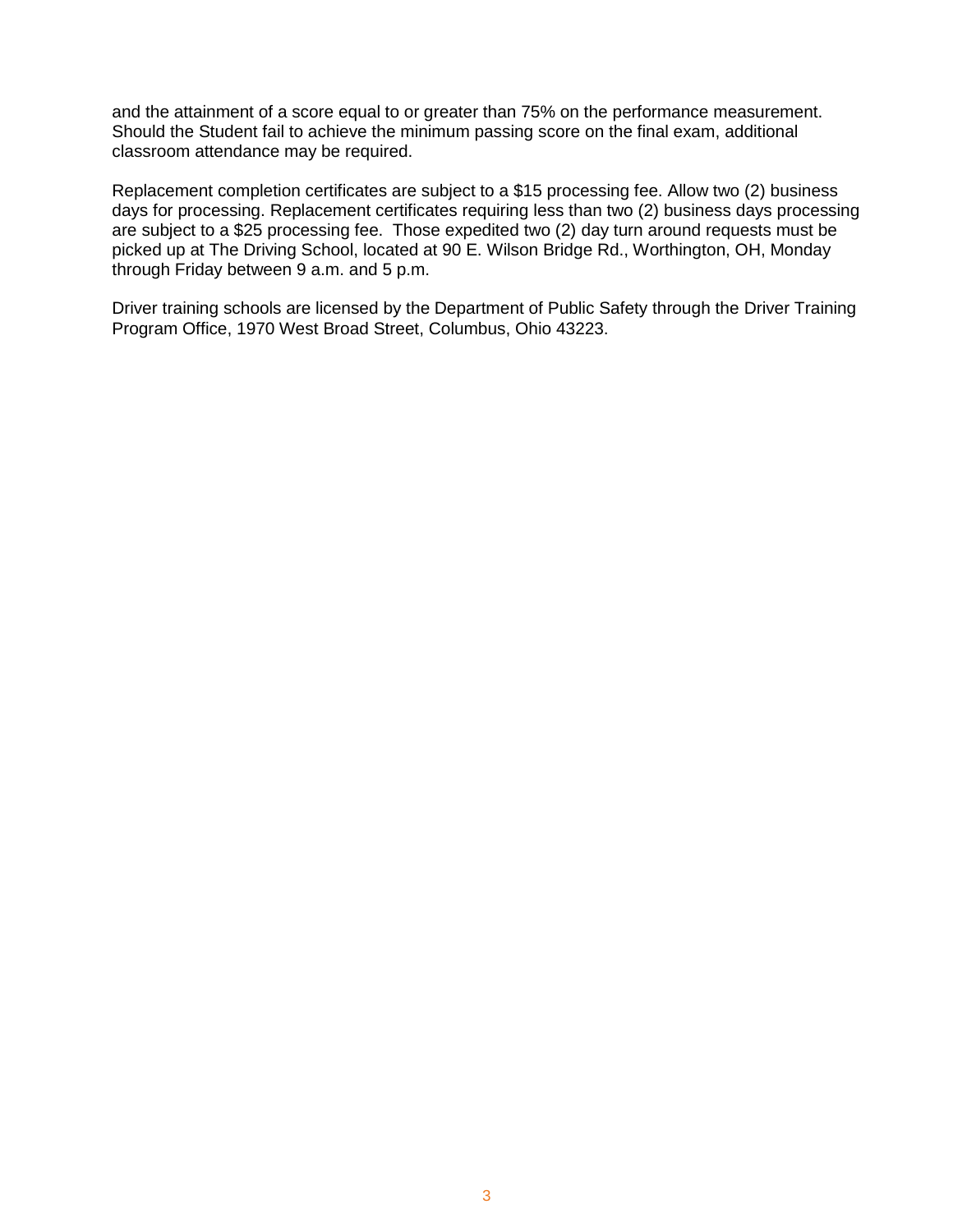and the attainment of a score equal to or greater than 75% on the performance measurement. Should the Student fail to achieve the minimum passing score on the final exam, additional classroom attendance may be required.

Replacement completion certificates are subject to a $15 processing fee. Allow two (2) business days for processing. Replacement certificates requiring less than two (2) business days processing are subject to a $25 processing fee. Those expedited two (2) day turn around requests must be picked up at The Driving School, located at 90 E. Wilson Bridge Rd., Worthington, OH, Monday through Friday between 9 a.m. and 5 p.m.

Driver training schools are licensed by the Department of Public Safety through the Driver Training Program Office, 1970 West Broad Street, Columbus, Ohio 43223.